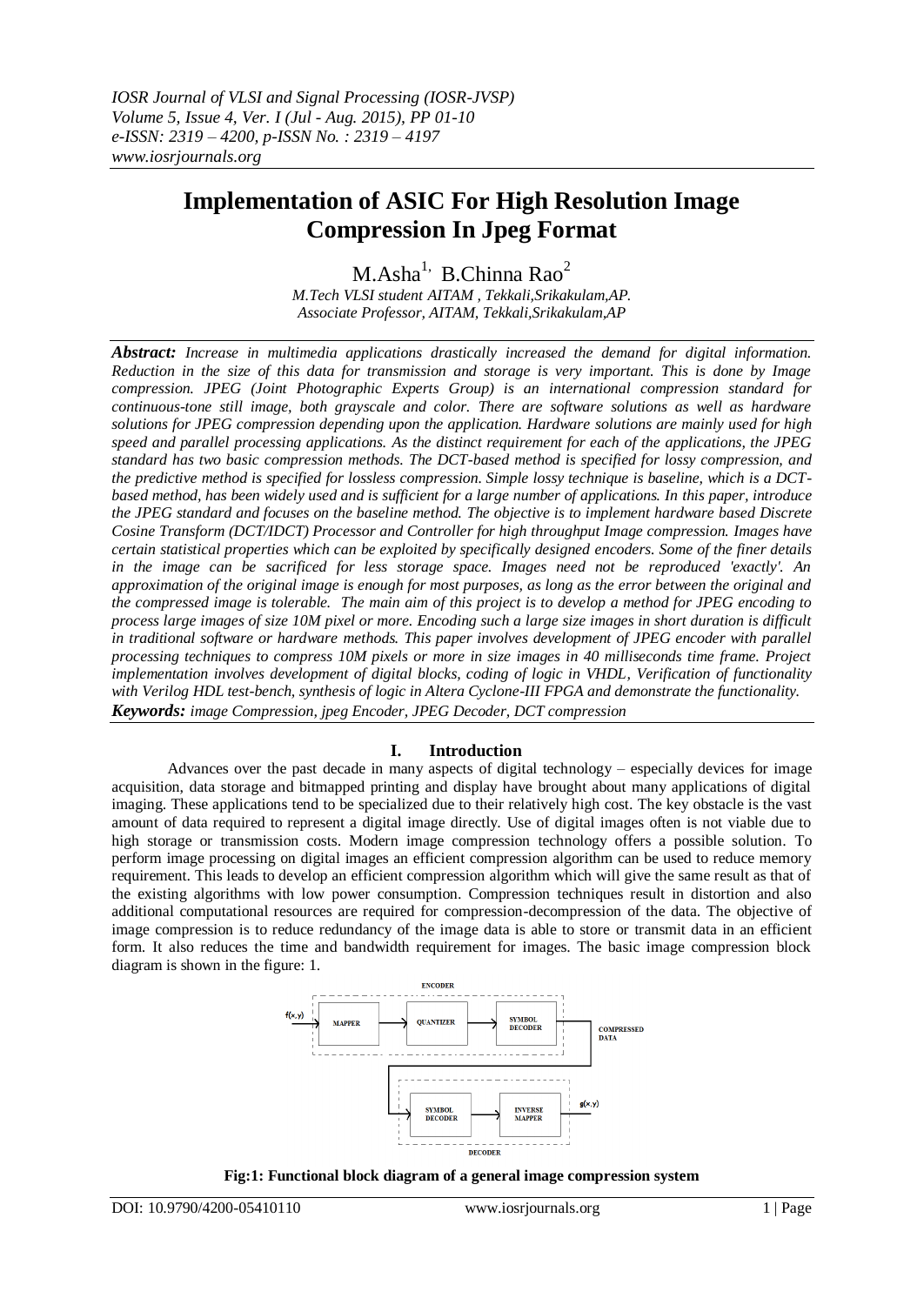# Implementation of ASIC For High Resolution Image Compression In Jpeg Format

M.Asha[1], B.Chinna Rao[2]

*M.Tech VLSI student AITAM , Tekkali,Srikakulam,AP.*
*Associate Professor, AITAM, Tekkali,Srikakulam,AP*

***Abstract:*** *Increase in multimedia applications drastically increased the demand for digital information. Reduction in the size of this data for transmission and storage is very important. This is done by Image compression. JPEG (Joint Photographic Experts Group) is an international compression standard for continuous-tone still image, both grayscale and color. There are software solutions as well as hardware solutions for JPEG compression depending upon the application. Hardware solutions are mainly used for high speed and parallel processing applications. As the distinct requirement for each of the applications, the JPEG standard has two basic compression methods. The DCT-based method is specified for lossy compression, and the predictive method is specified for lossless compression. Simple lossy technique is baseline, which is a DCT-based method, has been widely used and is sufficient for a large number of applications. In this paper, introduce the JPEG standard and focuses on the baseline method. The objective is to implement hardware based Discrete Cosine Transform (DCT/IDCT) Processor and Controller for high throughput Image compression. Images have certain statistical properties which can be exploited by specifically designed encoders. Some of the finer details in the image can be sacrificed for less storage space. Images need not be reproduced 'exactly'. An approximation of the original image is enough for most purposes, as long as the error between the original and the compressed image is tolerable. The main aim of this project is to develop a method for JPEG encoding to process large images of size 10M pixel or more. Encoding such a large size images in short duration is difficult in traditional software or hardware methods. This paper involves development of JPEG encoder with parallel processing techniques to compress 10M pixels or more in size images in 40 milliseconds time frame. Project implementation involves development of digital blocks, coding of logic in VHDL, Verification of functionality with Verilog HDL test-bench, synthesis of logic in Altera Cyclone-III FPGA and demonstrate the functionality.*

***Keywords:*** *image Compression, jpeg Encoder, JPEG Decoder, DCT compression*

## I. Introduction

Advances over the past decade in many aspects of digital technology – especially devices for image acquisition, data storage and bitmapped printing and display have brought about many applications of digital imaging. These applications tend to be specialized due to their relatively high cost. The key obstacle is the vast amount of data required to represent a digital image directly. Use of digital images often is not viable due to high storage or transmission costs. Modern image compression technology offers a possible solution. To perform image processing on digital images an efficient compression algorithm can be used to reduce memory requirement. This leads to develop an efficient compression algorithm which will give the same result as that of the existing algorithms with low power consumption. Compression techniques result in distortion and also additional computational resources are required for compression-decompression of the data. The objective of image compression is to reduce redundancy of the image data is able to store or transmit data in an efficient form. It also reduces the time and bandwidth requirement for images. The basic image compression block diagram is shown in the figure: 1.

**Fig:1: Functional block diagram of a general image compression system**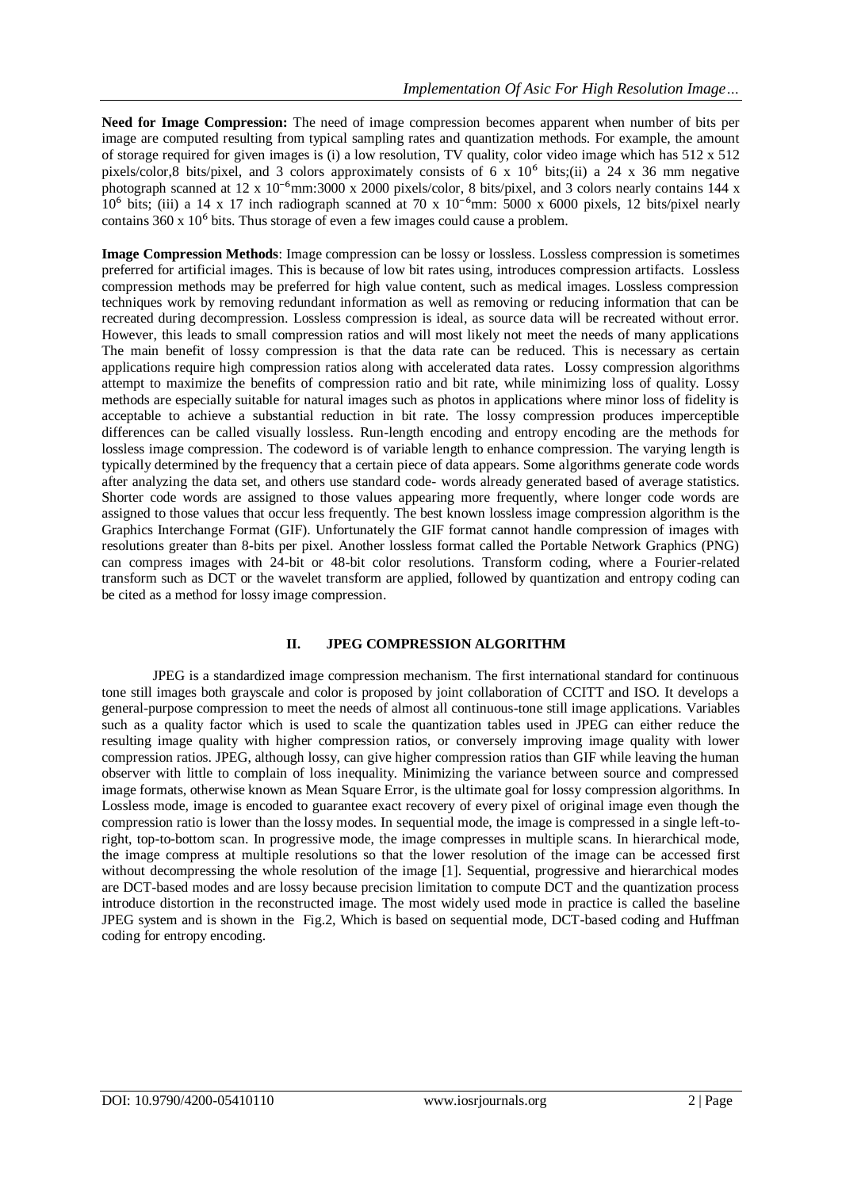**Need for Image Compression:** The need of image compression becomes apparent when number of bits per image are computed resulting from typical sampling rates and quantization methods. For example, the amount of storage required for given images is (i) a low resolution, TV quality, color video image which has 512 x 512 pixels/color,8 bits/pixel, and 3 colors approximately consists of 6 x $10^6$ bits;(ii) a 24 x 36 mm negative photograph scanned at 12 x $10^{-6}$mm:3000 x 2000 pixels/color, 8 bits/pixel, and 3 colors nearly contains 144 x $10^6$ bits; (iii) a 14 x 17 inch radiograph scanned at 70 x $10^{-6}$mm: 5000 x 6000 pixels, 12 bits/pixel nearly contains 360 x $10^6$ bits. Thus storage of even a few images could cause a problem.

**Image Compression Methods**: Image compression can be lossy or lossless. Lossless compression is sometimes preferred for artificial images. This is because of low bit rates using, introduces compression artifacts. Lossless compression methods may be preferred for high value content, such as medical images. Lossless compression techniques work by removing redundant information as well as removing or reducing information that can be recreated during decompression. Lossless compression is ideal, as source data will be recreated without error. However, this leads to small compression ratios and will most likely not meet the needs of many applications The main benefit of lossy compression is that the data rate can be reduced. This is necessary as certain applications require high compression ratios along with accelerated data rates. Lossy compression algorithms attempt to maximize the benefits of compression ratio and bit rate, while minimizing loss of quality. Lossy methods are especially suitable for natural images such as photos in applications where minor loss of fidelity is acceptable to achieve a substantial reduction in bit rate. The lossy compression produces imperceptible differences can be called visually lossless. Run-length encoding and entropy encoding are the methods for lossless image compression. The codeword is of variable length to enhance compression. The varying length is typically determined by the frequency that a certain piece of data appears. Some algorithms generate code words after analyzing the data set, and others use standard code- words already generated based of average statistics. Shorter code words are assigned to those values appearing more frequently, where longer code words are assigned to those values that occur less frequently. The best known lossless image compression algorithm is the Graphics Interchange Format (GIF). Unfortunately the GIF format cannot handle compression of images with resolutions greater than 8-bits per pixel. Another lossless format called the Portable Network Graphics (PNG) can compress images with 24-bit or 48-bit color resolutions. Transform coding, where a Fourier-related transform such as DCT or the wavelet transform are applied, followed by quantization and entropy coding can be cited as a method for lossy image compression.

## II. JPEG COMPRESSION ALGORITHM

JPEG is a standardized image compression mechanism. The first international standard for continuous tone still images both grayscale and color is proposed by joint collaboration of CCITT and ISO. It develops a general-purpose compression to meet the needs of almost all continuous-tone still image applications. Variables such as a quality factor which is used to scale the quantization tables used in JPEG can either reduce the resulting image quality with higher compression ratios, or conversely improving image quality with lower compression ratios. JPEG, although lossy, can give higher compression ratios than GIF while leaving the human observer with little to complain of loss inequality. Minimizing the variance between source and compressed image formats, otherwise known as Mean Square Error, is the ultimate goal for lossy compression algorithms. In Lossless mode, image is encoded to guarantee exact recovery of every pixel of original image even though the compression ratio is lower than the lossy modes. In sequential mode, the image is compressed in a single left-to-right, top-to-bottom scan. In progressive mode, the image compresses in multiple scans. In hierarchical mode, the image compress at multiple resolutions so that the lower resolution of the image can be accessed first without decompressing the whole resolution of the image [1]. Sequential, progressive and hierarchical modes are DCT-based modes and are lossy because precision limitation to compute DCT and the quantization process introduce distortion in the reconstructed image. The most widely used mode in practice is called the baseline JPEG system and is shown in the Fig.2, Which is based on sequential mode, DCT-based coding and Huffman coding for entropy encoding.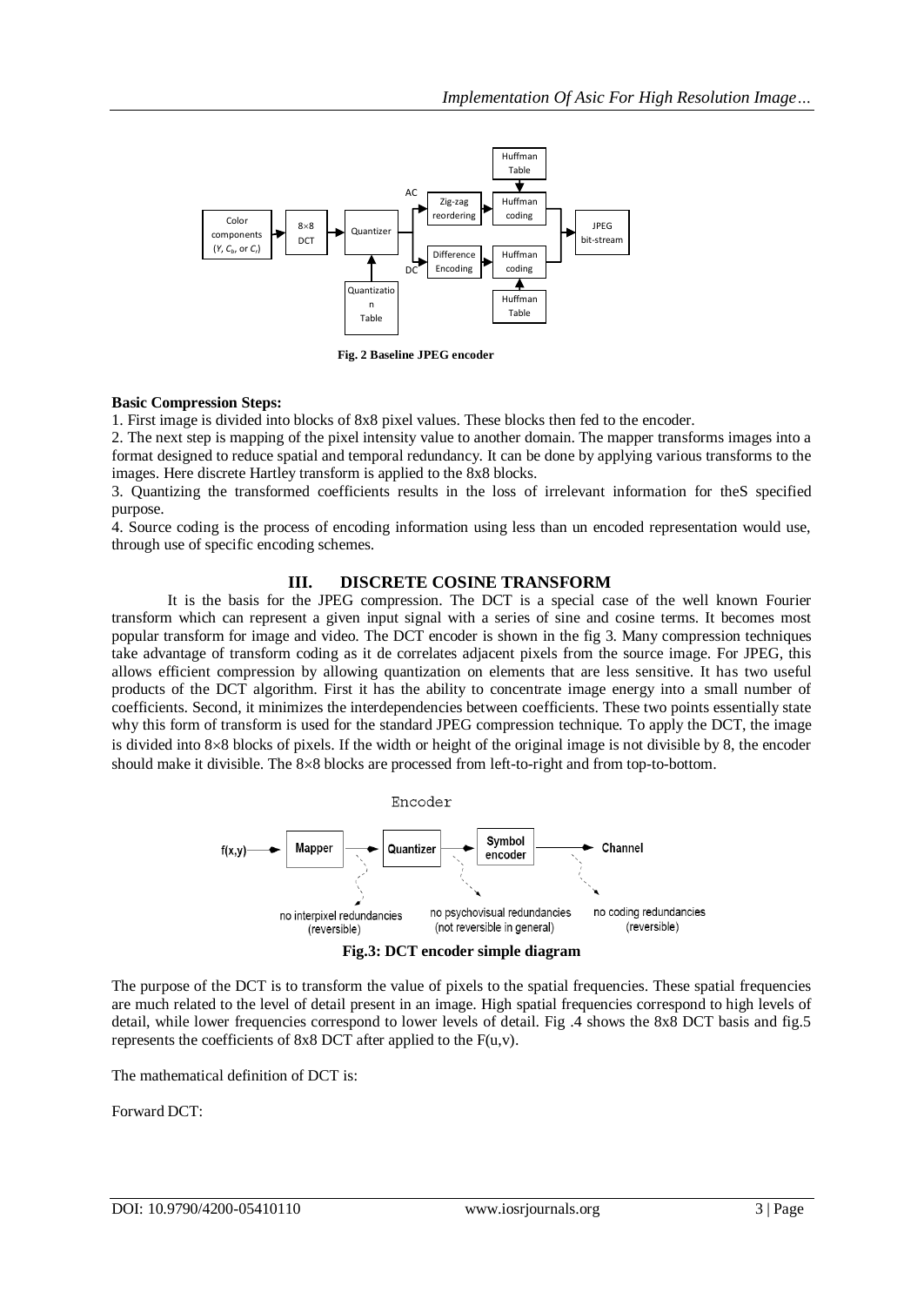Fig. 2 Baseline JPEG encoder

**Basic Compression Steps:**

1. First image is divided into blocks of 8x8 pixel values. These blocks then fed to the encoder.
2. The next step is mapping of the pixel intensity value to another domain. The mapper transforms images into a format designed to reduce spatial and temporal redundancy. It can be done by applying various transforms to the images. Here discrete Hartley transform is applied to the 8x8 blocks.
3. Quantizing the transformed coefficients results in the loss of irrelevant information for theS specified purpose.
4. Source coding is the process of encoding information using less than un encoded representation would use, through use of specific encoding schemes.

## III. DISCRETE COSINE TRANSFORM

It is the basis for the JPEG compression. The DCT is a special case of the well known Fourier transform which can represent a given input signal with a series of sine and cosine terms. It becomes most popular transform for image and video. The DCT encoder is shown in the fig 3. Many compression techniques take advantage of transform coding as it de correlates adjacent pixels from the source image. For JPEG, this allows efficient compression by allowing quantization on elements that are less sensitive. It has two useful products of the DCT algorithm. First it has the ability to concentrate image energy into a small number of coefficients. Second, it minimizes the interdependencies between coefficients. These two points essentially state why this form of transform is used for the standard JPEG compression technique. To apply the DCT, the image is divided into 8×8 blocks of pixels. If the width or height of the original image is not divisible by 8, the encoder should make it divisible. The 8×8 blocks are processed from left-to-right and from top-to-bottom.

**Fig.3: DCT encoder simple diagram**

The purpose of the DCT is to transform the value of pixels to the spatial frequencies. These spatial frequencies are much related to the level of detail present in an image. High spatial frequencies correspond to high levels of detail, while lower frequencies correspond to lower levels of detail. Fig .4 shows the 8x8 DCT basis and fig.5 represents the coefficients of 8x8 DCT after applied to the $F(u,v)$.

The mathematical definition of DCT is:

Forward DCT: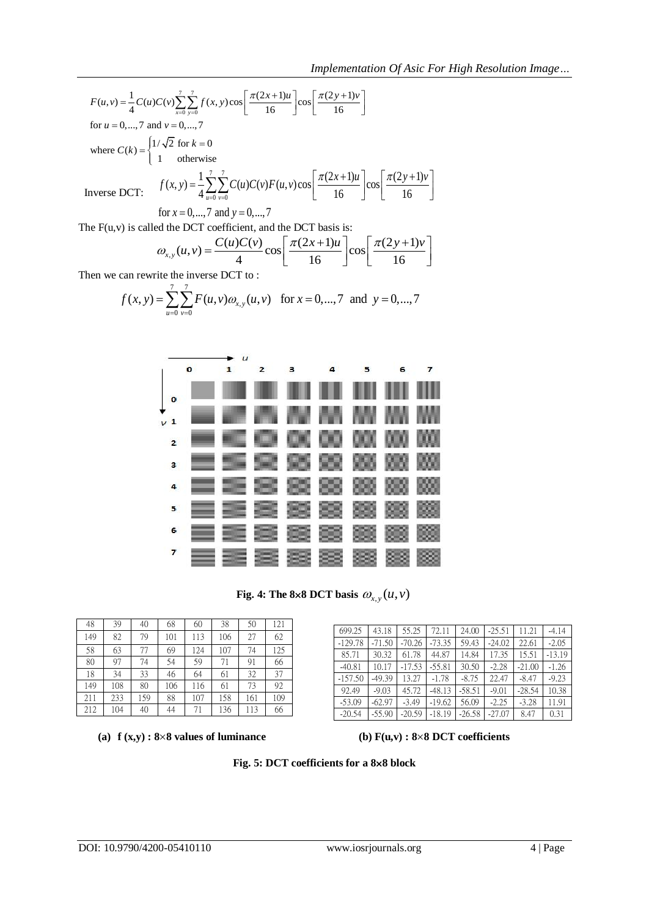$$F(u,v) = \frac{1}{4} C(u)C(v) \sum_{x=0}^{7} \sum_{y=0}^{7} f(x,y) \cos\left[\frac{\pi(2x+1)u}{16}\right] \cos\left[\frac{\pi(2y+1)v}{16}\right]$$

for $u = 0,...,7$ and $v = 0,...,7$

where $C(k) = \begin{cases} 1/\sqrt{2} & \text{for } k = 0 \\ 1 & \text{otherwise} \end{cases}$

Inverse DCT:
$$f(x,y) = \frac{1}{4} \sum_{u=0}^{7} \sum_{v=0}^{7} C(u)C(v)F(u,v) \cos\left[\frac{\pi(2x+1)u}{16}\right] \cos\left[\frac{\pi(2y+1)v}{16}\right]$$

for $x = 0,...,7$ and $y = 0,...,7$

The F(u,v) is called the DCT coefficient, and the DCT basis is:

$$\omega_{x,y}(u,v) = \frac{C(u)C(v)}{4} \cos\left[\frac{\pi(2x+1)u}{16}\right] \cos\left[\frac{\pi(2y+1)v}{16}\right]$$

Then we can rewrite the inverse DCT to :

$$f(x,y) = \sum_{u=0}^{7} \sum_{v=0}^{7} F(u,v)\omega_{x,y}(u,v) \quad \text{for } x = 0,...,7 \text{ and } y = 0,...,7$$

**Fig. 4: The 8×8 DCT basis $\omega_{x,y}(u,v)$**

| 48 | 39 | 40 | 68 | 60 | 38 | 50 | 121 |
|---|---|---|---|---|---|---|---|
| 149 | 82 | 79 | 101 | 113 | 106 | 27 | 62 |
| 58 | 63 | 77 | 69 | 124 | 107 | 74 | 125 |
| 80 | 97 | 74 | 54 | 59 | 71 | 91 | 66 |
| 18 | 34 | 33 | 46 | 64 | 61 | 32 | 37 |
| 149 | 108 | 80 | 106 | 116 | 61 | 73 | 92 |
| 211 | 233 | 159 | 88 | 107 | 158 | 161 | 109 |
| 212 | 104 | 40 | 44 | 71 | 136 | 113 | 66 |

**(a) f (x,y) : 8×8 values of luminance**

| 699.25 | 43.18 | 55.25 | 72.11 | 24.00 | -25.51 | 11.21 | -4.14 |
|---|---|---|---|---|---|---|---|
| -129.78 | -71.50 | -70.26 | -73.35 | 59.43 | -24.02 | 22.61 | -2.05 |
| 85.71 | 30.32 | 61.78 | 44.87 | 14.84 | 17.35 | 15.51 | -13.19 |
| -40.81 | 10.17 | -17.53 | -55.81 | 30.50 | -2.28 | -21.00 | -1.26 |
| -157.50 | -49.39 | 13.27 | -1.78 | -8.75 | 22.47 | -8.47 | -9.23 |
| 92.49 | -9.03 | 45.72 | -48.13 | -58.51 | -9.01 | -28.54 | 10.38 |
| -53.09 | -62.97 | -3.49 | -19.62 | 56.09 | -2.25 | -3.28 | 11.91 |
| -20.54 | -55.90 | -20.59 | -18.19 | -26.58 | -27.07 | 8.47 | 0.31 |

**(b) F(u,v) : 8×8 DCT coefficients**

**Fig. 5: DCT coefficients for a 8×8 block**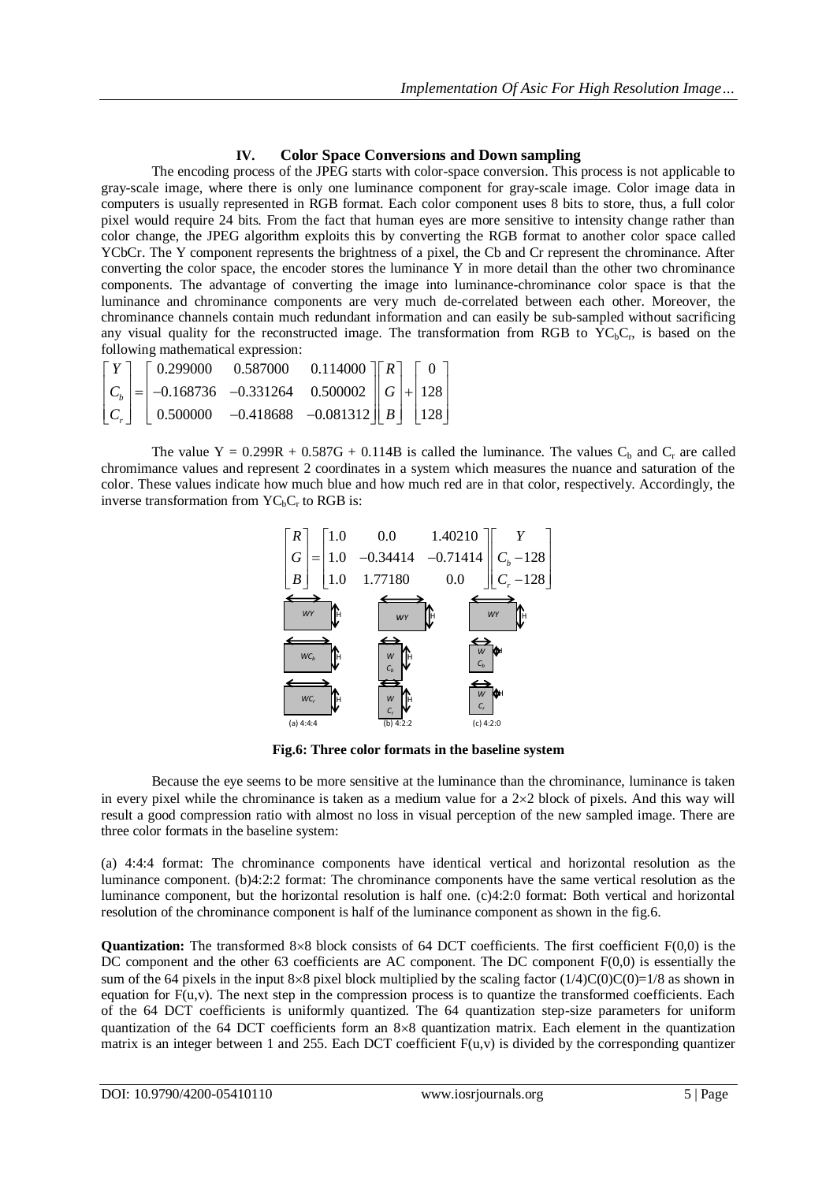## IV. Color Space Conversions and Down sampling

The encoding process of the JPEG starts with color-space conversion. This process is not applicable to gray-scale image, where there is only one luminance component for gray-scale image. Color image data in computers is usually represented in RGB format. Each color component uses 8 bits to store, thus, a full color pixel would require 24 bits. From the fact that human eyes are more sensitive to intensity change rather than color change, the JPEG algorithm exploits this by converting the RGB format to another color space called YCbCr. The Y component represents the brightness of a pixel, the Cb and Cr represent the chrominance. After converting the color space, the encoder stores the luminance Y in more detail than the other two chrominance components. The advantage of converting the image into luminance-chrominance color space is that the luminance and chrominance components are very much de-correlated between each other. Moreover, the chrominance channels contain much redundant information and can easily be sub-sampled without sacrificing any visual quality for the reconstructed image. The transformation from RGB to $YC_bC_r$, is based on the following mathematical expression:

$$\begin{bmatrix} Y \\ C_b \\ C_r \end{bmatrix} = \begin{bmatrix} 0.299000 & 0.587000 & 0.114000 \\ -0.168736 & -0.331264 & 0.500002 \\ 0.500000 & -0.418688 & -0.081312 \end{bmatrix} \begin{bmatrix} R \\ G \\ B \end{bmatrix} + \begin{bmatrix} 0 \\ 128 \\ 128 \end{bmatrix}$$

The value $Y = 0.299R + 0.587G + 0.114B$ is called the luminance. The values $C_b$ and $C_r$ are called chromimance values and represent 2 coordinates in a system which measures the nuance and saturation of the color. These values indicate how much blue and how much red are in that color, respectively. Accordingly, the inverse transformation from $YC_bC_r$ to RGB is:

$$\begin{bmatrix} R \\ G \\ B \end{bmatrix} = \begin{bmatrix} 1.0 & 0.0 & 1.40210 \\ 1.0 & -0.34414 & -0.71414 \\ 1.0 & 1.77180 & 0.0 \end{bmatrix} \begin{bmatrix} Y \\ C_b - 128 \\ C_r - 128 \end{bmatrix}$$

**Fig.6: Three color formats in the baseline system**

Because the eye seems to be more sensitive at the luminance than the chrominance, luminance is taken in every pixel while the chrominance is taken as a medium value for a 2×2 block of pixels. And this way will result a good compression ratio with almost no loss in visual perception of the new sampled image. There are three color formats in the baseline system:

(a) 4:4:4 format: The chrominance components have identical vertical and horizontal resolution as the luminance component. (b)4:2:2 format: The chrominance components have the same vertical resolution as the luminance component, but the horizontal resolution is half one. (c)4:2:0 format: Both vertical and horizontal resolution of the chrominance component is half of the luminance component as shown in the fig.6.

**Quantization:** The transformed 8×8 block consists of 64 DCT coefficients. The first coefficient F(0,0) is the DC component and the other 63 coefficients are AC component. The DC component F(0,0) is essentially the sum of the 64 pixels in the input 8×8 pixel block multiplied by the scaling factor $(1/4)C(0)C(0)=1/8$ as shown in equation for F(u,v). The next step in the compression process is to quantize the transformed coefficients. Each of the 64 DCT coefficients is uniformly quantized. The 64 quantization step-size parameters for uniform quantization of the 64 DCT coefficients form an 8×8 quantization matrix. Each element in the quantization matrix is an integer between 1 and 255. Each DCT coefficient F(u,v) is divided by the corresponding quantizer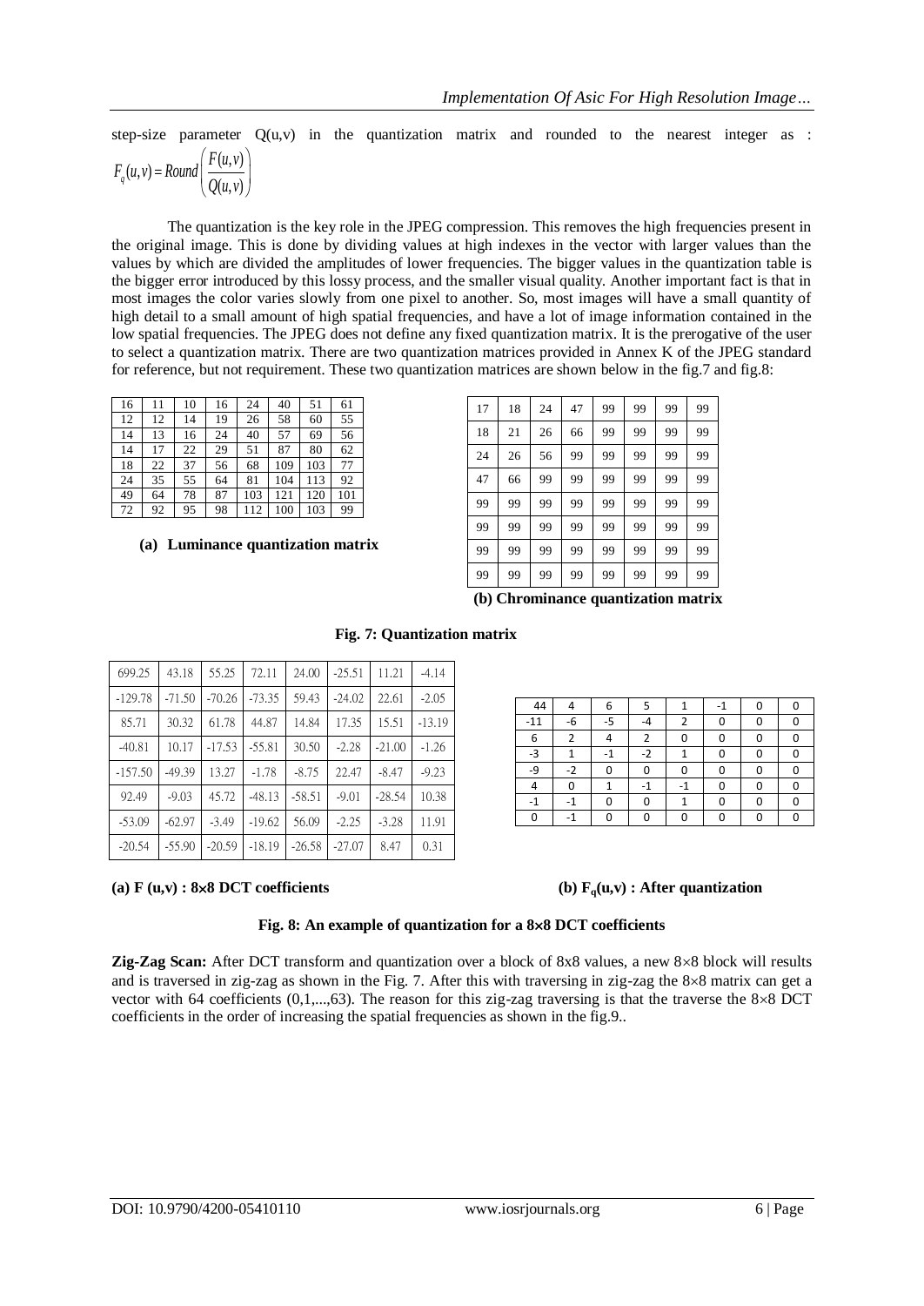step-size parameter Q(u,v) in the quantization matrix and rounded to the nearest integer as :

$$F_q(u,v) = Round\left(\frac{F(u,v)}{Q(u,v)}\right)$$

The quantization is the key role in the JPEG compression. This removes the high frequencies present in the original image. This is done by dividing values at high indexes in the vector with larger values than the values by which are divided the amplitudes of lower frequencies. The bigger values in the quantization table is the bigger error introduced by this lossy process, and the smaller visual quality. Another important fact is that in most images the color varies slowly from one pixel to another. So, most images will have a small quantity of high detail to a small amount of high spatial frequencies, and have a lot of image information contained in the low spatial frequencies. The JPEG does not define any fixed quantization matrix. It is the prerogative of the user to select a quantization matrix. There are two quantization matrices provided in Annex K of the JPEG standard for reference, but not requirement. These two quantization matrices are shown below in the fig.7 and fig.8:

| | | | | | | | |
|---|---|---|---|---|---|---|---|
| 16 | 11 | 10 | 16 | 24 | 40 | 51 | 61 |
| 12 | 12 | 14 | 19 | 26 | 58 | 60 | 55 |
| 14 | 13 | 16 | 24 | 40 | 57 | 69 | 56 |
| 14 | 17 | 22 | 29 | 51 | 87 | 80 | 62 |
| 18 | 22 | 37 | 56 | 68 | 109 | 103 | 77 |
| 24 | 35 | 55 | 64 | 81 | 104 | 113 | 92 |
| 49 | 64 | 78 | 87 | 103 | 121 | 120 | 101 |
| 72 | 92 | 95 | 98 | 112 | 100 | 103 | 99 |

**(a) Luminance quantization matrix**

| | | | | | | | |
|---|---|---|---|---|---|---|---|
| 17 | 18 | 24 | 47 | 99 | 99 | 99 | 99 |
| 18 | 21 | 26 | 66 | 99 | 99 | 99 | 99 |
| 24 | 26 | 56 | 99 | 99 | 99 | 99 | 99 |
| 47 | 66 | 99 | 99 | 99 | 99 | 99 | 99 |
| 99 | 99 | 99 | 99 | 99 | 99 | 99 | 99 |
| 99 | 99 | 99 | 99 | 99 | 99 | 99 | 99 |
| 99 | 99 | 99 | 99 | 99 | 99 | 99 | 99 |
| 99 | 99 | 99 | 99 | 99 | 99 | 99 | 99 |

**(b) Chrominance quantization matrix**

**Fig. 7: Quantization matrix**

| | | | | | | | |
|---|---|---|---|---|---|---|---|
| 699.25 | 43.18 | 55.25 | 72.11 | 24.00 | -25.51 | 11.21 | -4.14 |
| -129.78 | -71.50 | -70.26 | -73.35 | 59.43 | -24.02 | 22.61 | -2.05 |
| 85.71 | 30.32 | 61.78 | 44.87 | 14.84 | 17.35 | 15.51 | -13.19 |
| -40.81 | 10.17 | -17.53 | -55.81 | 30.50 | -2.28 | -21.00 | -1.26 |
| -157.50 | -49.39 | 13.27 | -1.78 | -8.75 | 22.47 | -8.47 | -9.23 |
| 92.49 | -9.03 | 45.72 | -48.13 | -58.51 | -9.01 | -28.54 | 10.38 |
| -53.09 | -62.97 | -3.49 | -19.62 | 56.09 | -2.25 | -3.28 | 11.91 |
| -20.54 | -55.90 | -20.59 | -18.19 | -26.58 | -27.07 | 8.47 | 0.31 |

**(a) F (u,v) : 8×8 DCT coefficients**

| | | | | | | | |
|---|---|---|---|---|---|---|---|
| 44 | 4 | 6 | 5 | 1 | -1 | 0 | 0 |
| -11 | -6 | -5 | -4 | 2 | 0 | 0 | 0 |
| 6 | 2 | 4 | 2 | 0 | 0 | 0 | 0 |
| -3 | 1 | -1 | -2 | 1 | 0 | 0 | 0 |
| -9 | -2 | 0 | 0 | 0 | 0 | 0 | 0 |
| 4 | 0 | 1 | -1 | -1 | 0 | 0 | 0 |
| -1 | -1 | 0 | 0 | 1 | 0 | 0 | 0 |
| 0 | -1 | 0 | 0 | 0 | 0 | 0 | 0 |

**(b) $F_q(u,v)$ : After quantization**

**Fig. 8: An example of quantization for a 8×8 DCT coefficients**

**Zig-Zag Scan:** After DCT transform and quantization over a block of 8x8 values, a new 8×8 block will results and is traversed in zig-zag as shown in the Fig. 7. After this with traversing in zig-zag the 8×8 matrix can get a vector with 64 coefficients (0,1,...,63). The reason for this zig-zag traversing is that the traverse the 8×8 DCT coefficients in the order of increasing the spatial frequencies as shown in the fig.9..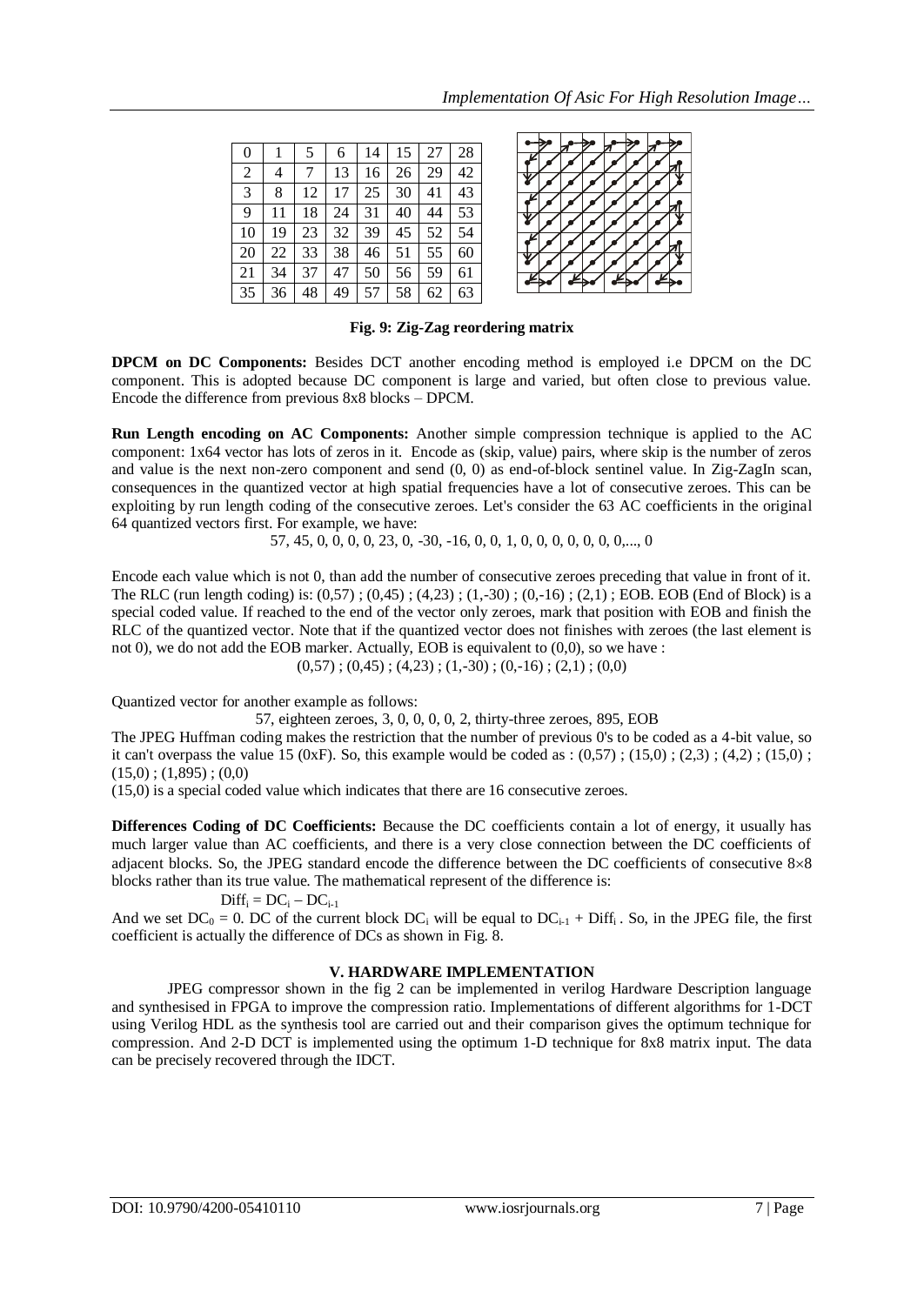| 0 | 1 | 5 | 6 | 14 | 15 | 27 | 28 |
|---|---|---|---|---|---|---|---|
| 2 | 4 | 7 | 13 | 16 | 26 | 29 | 42 |
| 3 | 8 | 12 | 17 | 25 | 30 | 41 | 43 |
| 9 | 11 | 18 | 24 | 31 | 40 | 44 | 53 |
| 10 | 19 | 23 | 32 | 39 | 45 | 52 | 54 |
| 20 | 22 | 33 | 38 | 46 | 51 | 55 | 60 |
| 21 | 34 | 37 | 47 | 50 | 56 | 59 | 61 |
| 35 | 36 | 48 | 49 | 57 | 58 | 62 | 63 |

**Fig. 9: Zig-Zag reordering matrix**

**DPCM on DC Components:** Besides DCT another encoding method is employed i.e DPCM on the DC component. This is adopted because DC component is large and varied, but often close to previous value. Encode the difference from previous 8x8 blocks – DPCM.

**Run Length encoding on AC Components:** Another simple compression technique is applied to the AC component: 1x64 vector has lots of zeros in it. Encode as (skip, value) pairs, where skip is the number of zeros and value is the next non-zero component and send (0, 0) as end-of-block sentinel value. In Zig-ZagIn scan, consequences in the quantized vector at high spatial frequencies have a lot of consecutive zeroes. This can be exploiting by run length coding of the consecutive zeroes. Let's consider the 63 AC coefficients in the original 64 quantized vectors first. For example, we have:

57, 45, 0, 0, 0, 0, 23, 0, -30, -16, 0, 0, 1, 0, 0, 0, 0, 0, 0, 0,..., 0

Encode each value which is not 0, than add the number of consecutive zeroes preceding that value in front of it. The RLC (run length coding) is: (0,57) ; (0,45) ; (4,23) ; (1,-30) ; (0,-16) ; (2,1) ; EOB. EOB (End of Block) is a special coded value. If reached to the end of the vector only zeroes, mark that position with EOB and finish the RLC of the quantized vector. Note that if the quantized vector does not finishes with zeroes (the last element is not 0), we do not add the EOB marker. Actually, EOB is equivalent to (0,0), so we have :

(0,57) ; (0,45) ; (4,23) ; (1,-30) ; (0,-16) ; (2,1) ; (0,0)

Quantized vector for another example as follows:

57, eighteen zeroes, 3, 0, 0, 0, 0, 2, thirty-three zeroes, 895, EOB

The JPEG Huffman coding makes the restriction that the number of previous 0's to be coded as a 4-bit value, so it can't overpass the value 15 (0xF). So, this example would be coded as : (0,57) ; (15,0) ; (2,3) ; (4,2) ; (15,0) ; (15,0) ; (1,895) ; (0,0)

(15,0) is a special coded value which indicates that there are 16 consecutive zeroes.

**Differences Coding of DC Coefficients:** Because the DC coefficients contain a lot of energy, it usually has much larger value than AC coefficients, and there is a very close connection between the DC coefficients of adjacent blocks. So, the JPEG standard encode the difference between the DC coefficients of consecutive 8×8 blocks rather than its true value. The mathematical represent of the difference is:

$$Diff_i = DC_i - DC_{i-1}$$

And we set $DC_0 = 0$. DC of the current block $DC_i$ will be equal to $DC_{i-1} + Diff_i$. So, in the JPEG file, the first coefficient is actually the difference of DCs as shown in Fig. 8.

## V. HARDWARE IMPLEMENTATION

JPEG compressor shown in the fig 2 can be implemented in verilog Hardware Description language and synthesised in FPGA to improve the compression ratio. Implementations of different algorithms for 1-DCT using Verilog HDL as the synthesis tool are carried out and their comparison gives the optimum technique for compression. And 2-D DCT is implemented using the optimum 1-D technique for 8x8 matrix input. The data can be precisely recovered through the IDCT.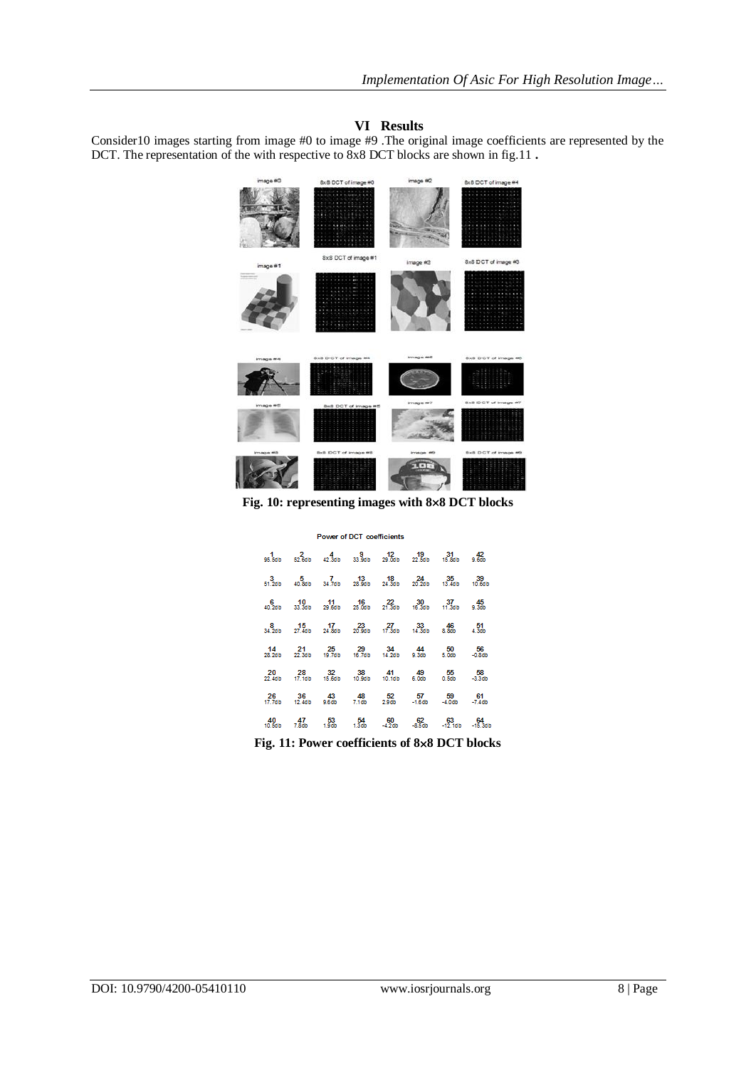## VI Results

Consider10 images starting from image #0 to image #9 .The original image coefficients are represented by the DCT. The representation of the with respective to 8x8 DCT blocks are shown in fig.11 **.**

**Fig. 10: representing images with 8×8 DCT blocks**

Power of DCT coefficients

| | | | | | | | |
|---|---|---|---|---|---|---|---|
| 1 95.5db | 2 52.6db | 4 42.3db | 9 33.9db | 12 29.0db | 19 22.5db | 31 15.8db | 42 9.6db |
| 3 51.2db | 5 40.8db | 7 34.7db | 13 28.9db | 18 24.3db | 24 20.2db | 35 13.4db | 39 10.6db |
| 6 40.2db | 10 33.3db | 11 29.6db | 16 25.0db | 22 21.3db | 30 16.3db | 37 11.3db | 45 9.3db |
| 8 34.2db | 15 27.4db | 17 24.8db | 23 20.9db | 27 17.3db | 33 14.3db | 46 8.8db | 51 4.3db |
| 14 28.2db | 21 22.3db | 25 19.7db | 29 16.7db | 34 14.2db | 44 9.3db | 50 5.0db | 56 -0.8db |
| 20 22.4db | 28 17.1db | 32 15.6db | 38 10.9db | 41 10.1db | 49 6.0db | 55 0.5db | 58 -3.3db |
| 26 17.7db | 36 12.4db | 43 9.6db | 48 7.1db | 52 2.9db | 57 -1.5db | 59 -4.0db | 61 -7.4db |
| 40 10.5db | 47 7.8db | 53 1.9db | 54 1.3db | 60 -4.2db | 62 -8.5db | 63 -12.1db | 64 -15.3db |

**Fig. 11: Power coefficients of 8×8 DCT blocks**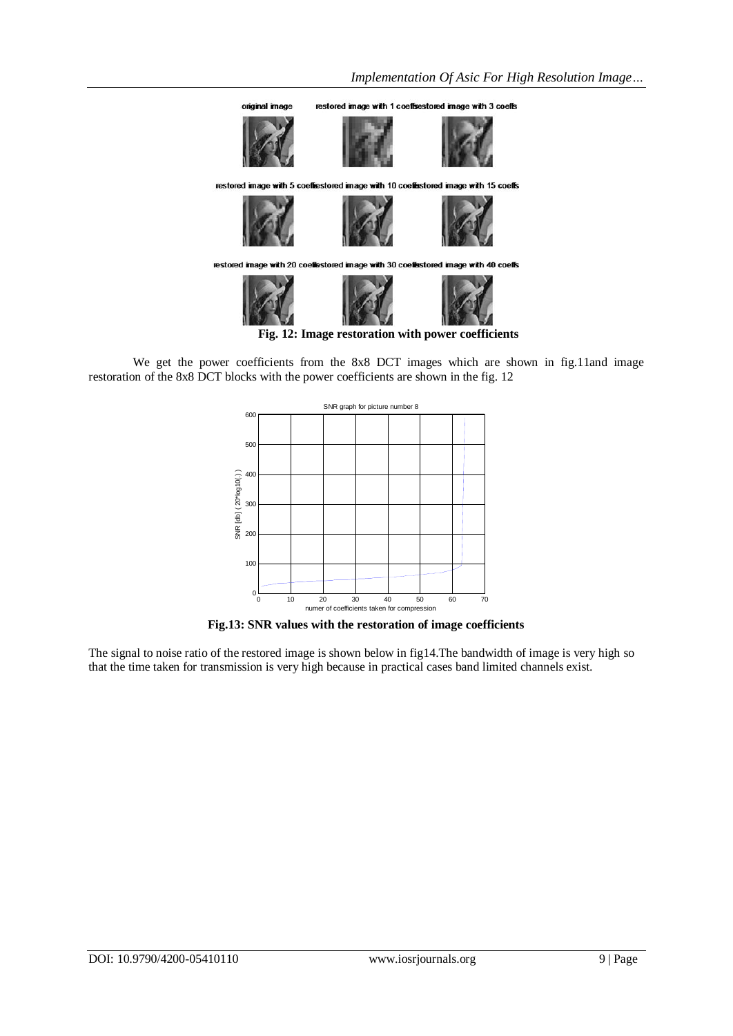**Fig. 12: Image restoration with power coefficients**

We get the power coefficients from the 8x8 DCT images which are shown in fig.11and image restoration of the 8x8 DCT blocks with the power coefficients are shown in the fig. 12

**Fig.13: SNR values with the restoration of image coefficients**

The signal to noise ratio of the restored image is shown below in fig14.The bandwidth of image is very high so that the time taken for transmission is very high because in practical cases band limited channels exist.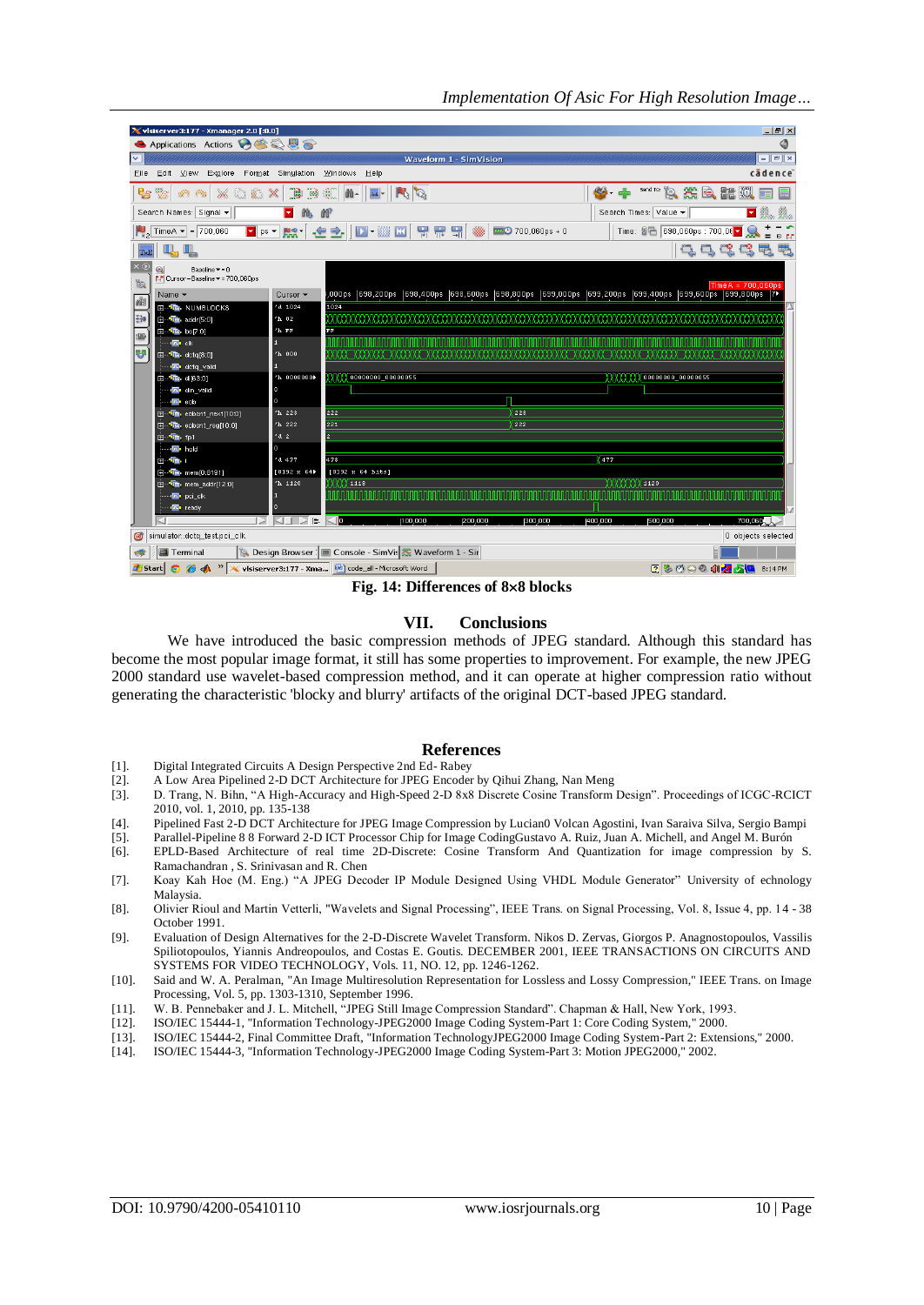Fig. 14: Differences of 8×8 blocks

## VII. Conclusions

We have introduced the basic compression methods of JPEG standard. Although this standard has become the most popular image format, it still has some properties to improvement. For example, the new JPEG 2000 standard use wavelet-based compression method, and it can operate at higher compression ratio without generating the characteristic 'blocky and blurry' artifacts of the original DCT-based JPEG standard.

## References

[1]. Digital Integrated Circuits A Design Perspective 2nd Ed- Rabey

[2]. A Low Area Pipelined 2-D DCT Architecture for JPEG Encoder by Qihui Zhang, Nan Meng

[3]. D. Trang, N. Bihn, "A High-Accuracy and High-Speed 2-D 8x8 Discrete Cosine Transform Design". Proceedings of ICGC-RCICT 2010, vol. 1, 2010, pp. 135-138

[4]. Pipelined Fast 2-D DCT Architecture for JPEG Image Compression by Lucian0 Volcan Agostini, Ivan Saraiva Silva, Sergio Bampi

[5]. Parallel-Pipeline 8 8 Forward 2-D ICT Processor Chip for Image CodingGustavo A. Ruiz, Juan A. Michell, and Angel M. Burón

[6]. EPLD-Based Architecture of real time 2D-Discrete: Cosine Transform And Quantization for image compression by S. Ramachandran , S. Srinivasan and R. Chen

[7]. Koay Kah Hoe (M. Eng.) "A JPEG Decoder IP Module Designed Using VHDL Module Generator" University of echnology Malaysia.

[8]. Olivier Rioul and Martin Vetterli, "Wavelets and Signal Processing", IEEE Trans. on Signal Processing, Vol. 8, Issue 4, pp. 14 - 38 October 1991.

[9]. Evaluation of Design Alternatives for the 2-D-Discrete Wavelet Transform. Nikos D. Zervas, Giorgos P. Anagnostopoulos, Vassilis Spiliotopoulos, Yiannis Andreopoulos, and Costas E. Goutis. DECEMBER 2001, IEEE TRANSACTIONS ON CIRCUITS AND SYSTEMS FOR VIDEO TECHNOLOGY, Vols. 11, NO. 12, pp. 1246-1262.

[10]. Said and W. A. Peralman, "An Image Multiresolution Representation for Lossless and Lossy Compression," IEEE Trans. on Image Processing, Vol. 5, pp. 1303-1310, September 1996.

[11]. W. B. Pennebaker and J. L. Mitchell, "JPEG Still Image Compression Standard". Chapman & Hall, New York, 1993.

[12]. ISO/IEC 15444-1, "Information Technology-JPEG2000 Image Coding System-Part 1: Core Coding System," 2000.

[13]. ISO/IEC 15444-2, Final Committee Draft, "Information TechnologyJPEG2000 Image Coding System-Part 2: Extensions," 2000.

[14]. ISO/IEC 15444-3, "Information Technology-JPEG2000 Image Coding System-Part 3: Motion JPEG2000," 2002.